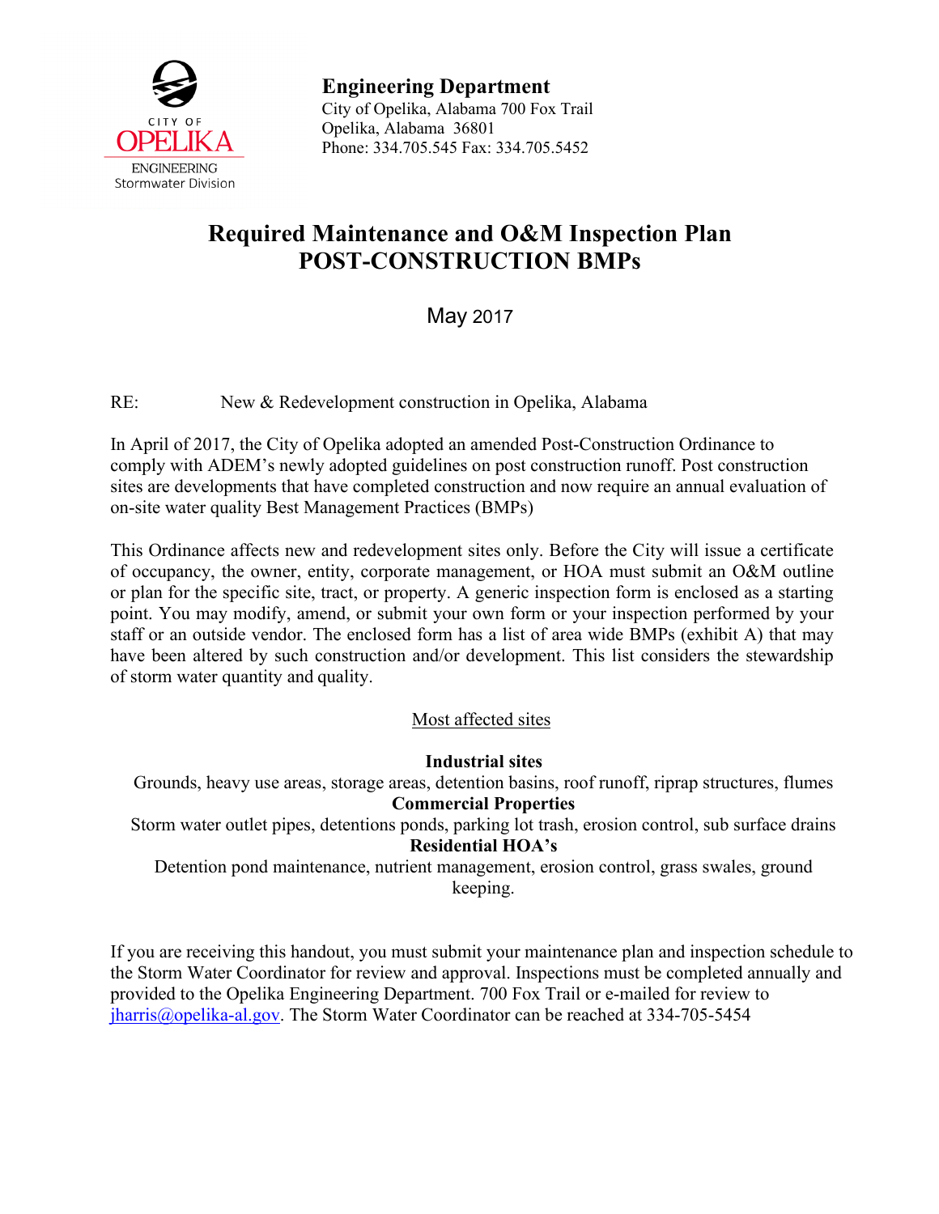CITY OF OPELIKA
ENGINEERING
Stormwater Division

**Engineering Department**
City of Opelika, Alabama 700 Fox Trail
Opelika, Alabama 36801
Phone: 334.705.545 Fax: 334.705.5452

# Required Maintenance and O&M Inspection Plan
# POST-CONSTRUCTION BMPs

May 2017

RE: New & Redevelopment construction in Opelika, Alabama

In April of 2017, the City of Opelika adopted an amended Post-Construction Ordinance to comply with ADEM's newly adopted guidelines on post construction runoff. Post construction sites are developments that have completed construction and now require an annual evaluation of on-site water quality Best Management Practices (BMPs)

This Ordinance affects new and redevelopment sites only. Before the City will issue a certificate of occupancy, the owner, entity, corporate management, or HOA must submit an O&M outline or plan for the specific site, tract, or property. A generic inspection form is enclosed as a starting point. You may modify, amend, or submit your own form or your inspection performed by your staff or an outside vendor. The enclosed form has a list of area wide BMPs (exhibit A) that may have been altered by such construction and/or development. This list considers the stewardship of storm water quantity and quality.

Most affected sites

**Industrial sites**
Grounds, heavy use areas, storage areas, detention basins, roof runoff, riprap structures, flumes

**Commercial Properties**
Storm water outlet pipes, detentions ponds, parking lot trash, erosion control, sub surface drains

**Residential HOA's**
Detention pond maintenance, nutrient management, erosion control, grass swales, ground keeping.

If you are receiving this handout, you must submit your maintenance plan and inspection schedule to the Storm Water Coordinator for review and approval. Inspections must be completed annually and provided to the Opelika Engineering Department. 700 Fox Trail or e-mailed for review to jharris@opelika-al.gov. The Storm Water Coordinator can be reached at 334-705-5454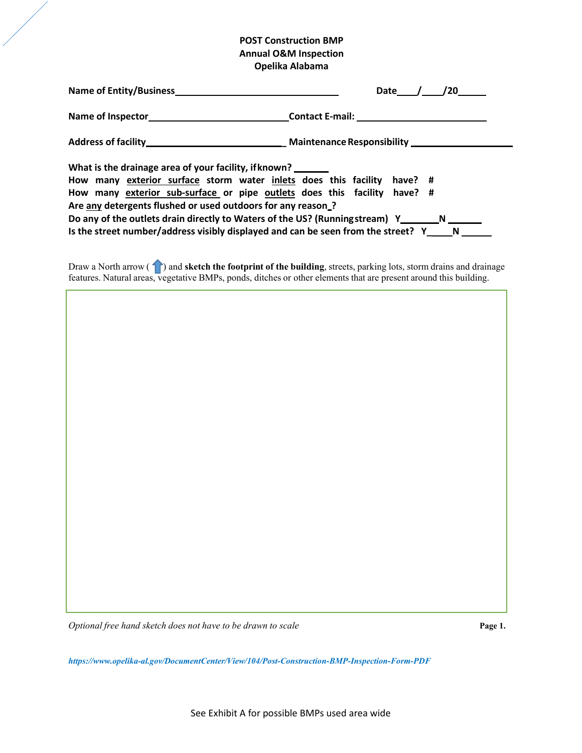**POST Construction BMP**
**Annual O&M Inspection**
**Opelika Alabama**

**Name of Entity/Business**\_\_\_\_\_\_\_\_\_\_\_\_\_\_\_\_\_\_\_\_\_\_\_\_\_\_\_\_\_\_\_\_ **Date**\_\_\_\_/\_\_\_\_/20\_\_\_\_\_

**Name of Inspector**\_\_\_\_\_\_\_\_\_\_\_\_\_\_\_\_\_\_\_\_\_\_\_\_\_\_\_\_**Contact E-mail:** \_\_\_\_\_\_\_\_\_\_\_\_\_\_\_\_\_\_\_\_\_\_\_\_\_\_

**Address of facility**\_\_\_\_\_\_\_\_\_\_\_\_\_\_\_\_\_\_\_\_\_\_\_\_\_\_\_\_ **Maintenance Responsibility** \_\_\_\_\_\_\_\_\_\_\_\_\_\_\_\_\_\_\_\_\_

**What is the drainage area of your facility, if known?** \_\_\_\_\_\_\_
**How many <u>exterior surface</u> storm water <u>inlets</u> does this facility have? #**
**How many <u>exterior sub-surface</u> or pipe <u>outlets</u> does this facility have? #**
**Are <u>any</u> detergents flushed or used outdoors for any reason\_?**
**Do any of the outlets drain directly to Waters of the US? (Running stream) Y**\_\_\_\_\_\_\_**N** \_\_\_\_\_\_\_
**Is the street number/address visibly displayed and can be seen from the street? Y**\_\_\_\_\_**N** \_\_\_\_\_\_

Draw a North arrow ( ↑ ) and **sketch the footprint of the building**, streets, parking lots, storm drains and drainage features. Natural areas, vegetative BMPs, ponds, ditches or other elements that are present around this building.

*Optional free hand sketch does not have to be drawn to scale*

***https://www.opelika-al.gov/DocumentCenter/View/104/Post-Construction-BMP-Inspection-Form-PDF***

See Exhibit A for possible BMPs used area wide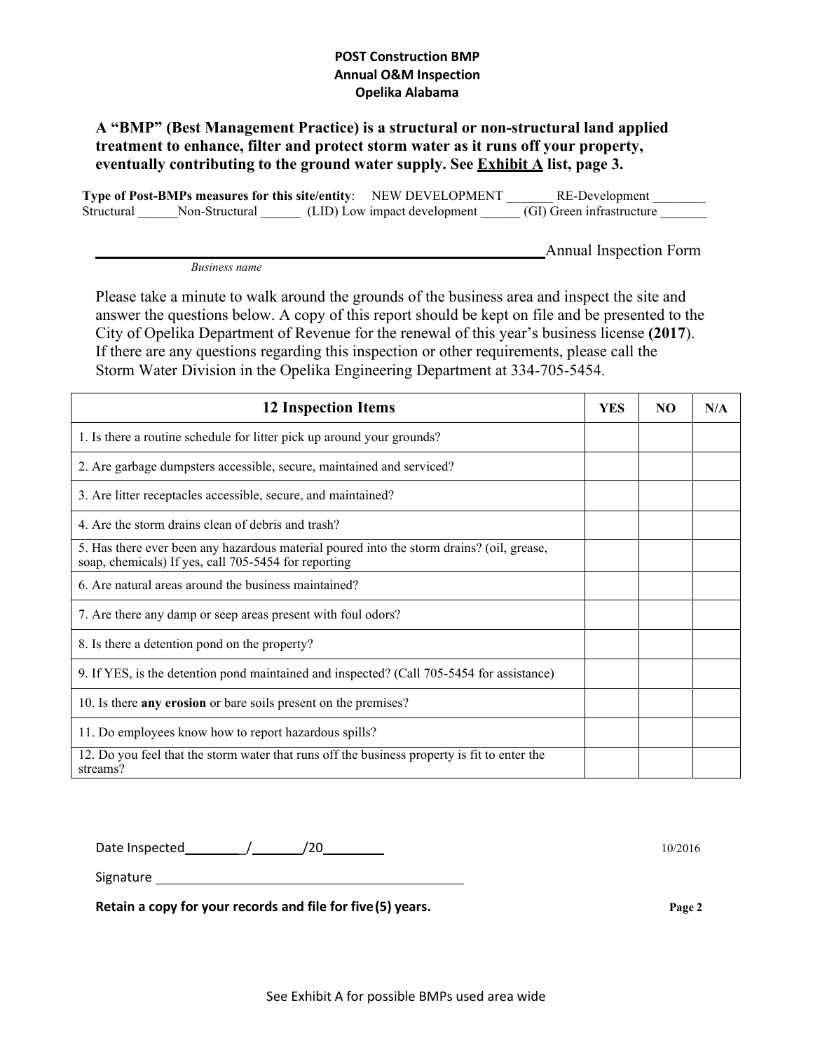**POST Construction BMP**
**Annual O&M Inspection**
**Opelika Alabama**

**A "BMP" (Best Management Practice) is a structural or non-structural land applied treatment to enhance, filter and protect storm water as it runs off your property, eventually contributing to the ground water supply. See <u>Exhibit A</u> list, page 3.**

**Type of Post-BMPs measures for this site/entity**: NEW DEVELOPMENT _______ RE-Development ________
Structural ______Non-Structural ______ (LID) Low impact development ______ (GI) Green infrastructure _______

_____________________________________________ Annual Inspection Form
*Business name*

Please take a minute to walk around the grounds of the business area and inspect the site and answer the questions below. A copy of this report should be kept on file and be presented to the City of Opelika Department of Revenue for the renewal of this year's business license **(2017)**. If there are any questions regarding this inspection or other requirements, please call the Storm Water Division in the Opelika Engineering Department at 334-705-5454.

| 12 Inspection Items | YES | NO | N/A |
|---|---|---|---|
| 1. Is there a routine schedule for litter pick up around your grounds? | | | |
| 2. Are garbage dumpsters accessible, secure, maintained and serviced? | | | |
| 3. Are litter receptacles accessible, secure, and maintained? | | | |
| 4. Are the storm drains clean of debris and trash? | | | |
| 5. Has there ever been any hazardous material poured into the storm drains? (oil, grease, soap, chemicals) If yes, call 705-5454 for reporting | | | |
| 6. Are natural areas around the business maintained? | | | |
| 7. Are there any damp or seep areas present with foul odors? | | | |
| 8. Is there a detention pond on the property? | | | |
| 9. If YES, is the detention pond maintained and inspected? (Call 705-5454 for assistance) | | | |
| 10. Is there **any erosion** or bare soils present on the premises? | | | |
| 11. Do employees know how to report hazardous spills? | | | |
| 12. Do you feel that the storm water that runs off the business property is fit to enter the streams? | | | |

Date Inspected________/_______/20________ 10/2016

Signature ____________________________________________

**Retain a copy for your records and file for five (5) years.**

See Exhibit A for possible BMPs used area wide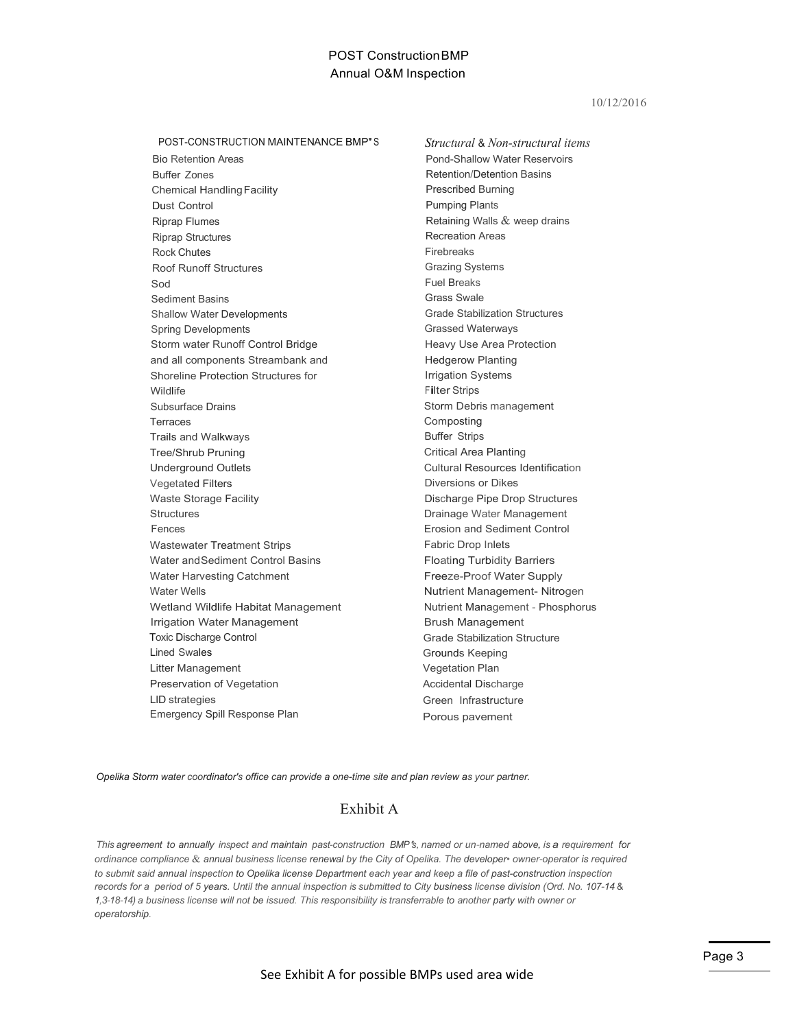# POST Construction BMP
## Annual O&M Inspection

10/12/2016

POST-CONSTRUCTION MAINTENANCE BMP'S

- Bio Retention Areas
- Buffer Zones
- Chemical Handling Facility
- Dust Control
- Riprap Flumes
- Riprap Structures
- Rock Chutes
- Roof Runoff Structures
- Sod
- Sediment Basins
- Shallow Water Developments
- Spring Developments
- Storm water Runoff Control Bridge and all components Streambank and Shoreline Protection Structures for Wildlife
- Subsurface Drains
- Terraces
- Trails and Walkways
- Tree/Shrub Pruning
- Underground Outlets
- Vegetated Filters
- Waste Storage Facility Structures
- Fences
- Wastewater Treatment Strips
- Water and Sediment Control Basins
- Water Harvesting Catchment
- Water Wells
- Wetland Wildlife Habitat Management
- Irrigation Water Management
- Toxic Discharge Control
- Lined Swales
- Litter Management
- Preservation of Vegetation
- LID strategies
- Emergency Spill Response Plan

*Structural & Non-structural items*

- Pond-Shallow Water Reservoirs
- Retention/Detention Basins
- Prescribed Burning
- Pumping Plants
- Retaining Walls & weep drains
- Recreation Areas
- Firebreaks
- Grazing Systems
- Fuel Breaks
- Grass Swale
- Grade Stabilization Structures
- Grassed Waterways
- Heavy Use Area Protection
- Hedgerow Planting
- Irrigation Systems
- Filter Strips
- Storm Debris management
- Composting
- Buffer Strips
- Critical Area Planting
- Cultural Resources Identification
- Diversions or Dikes
- Discharge Pipe Drop Structures
- Drainage Water Management
- Erosion and Sediment Control
- Fabric Drop Inlets
- Floating Turbidity Barriers
- Freeze-Proof Water Supply
- Nutrient Management- Nitrogen
- Nutrient Management - Phosphorus
- Brush Management
- Grade Stabilization Structure
- Grounds Keeping
- Vegetation Plan
- Accidental Discharge
- Green Infrastructure
- Porous pavement

*Opelika Storm water coordinator's office can provide a one-time site and plan review as your partner.*

## Exhibit A

*This agreement to annually inspect and maintain past-construction BMP's, named or un-named above, is a requirement for ordinance compliance & annual business license renewal by the City of Opelika. The developer- owner-operator is required to submit said annual inspection to Opelika license Department each year and keep a file of past-construction inspection records for a period of 5 years. Until the annual inspection is submitted to City business license division (Ord. No. 107-14 & 1,3-18-14) a business license will not be issued. This responsibility is transferrable to another party with owner or operatorship.*

See Exhibit A for possible BMPs used area wide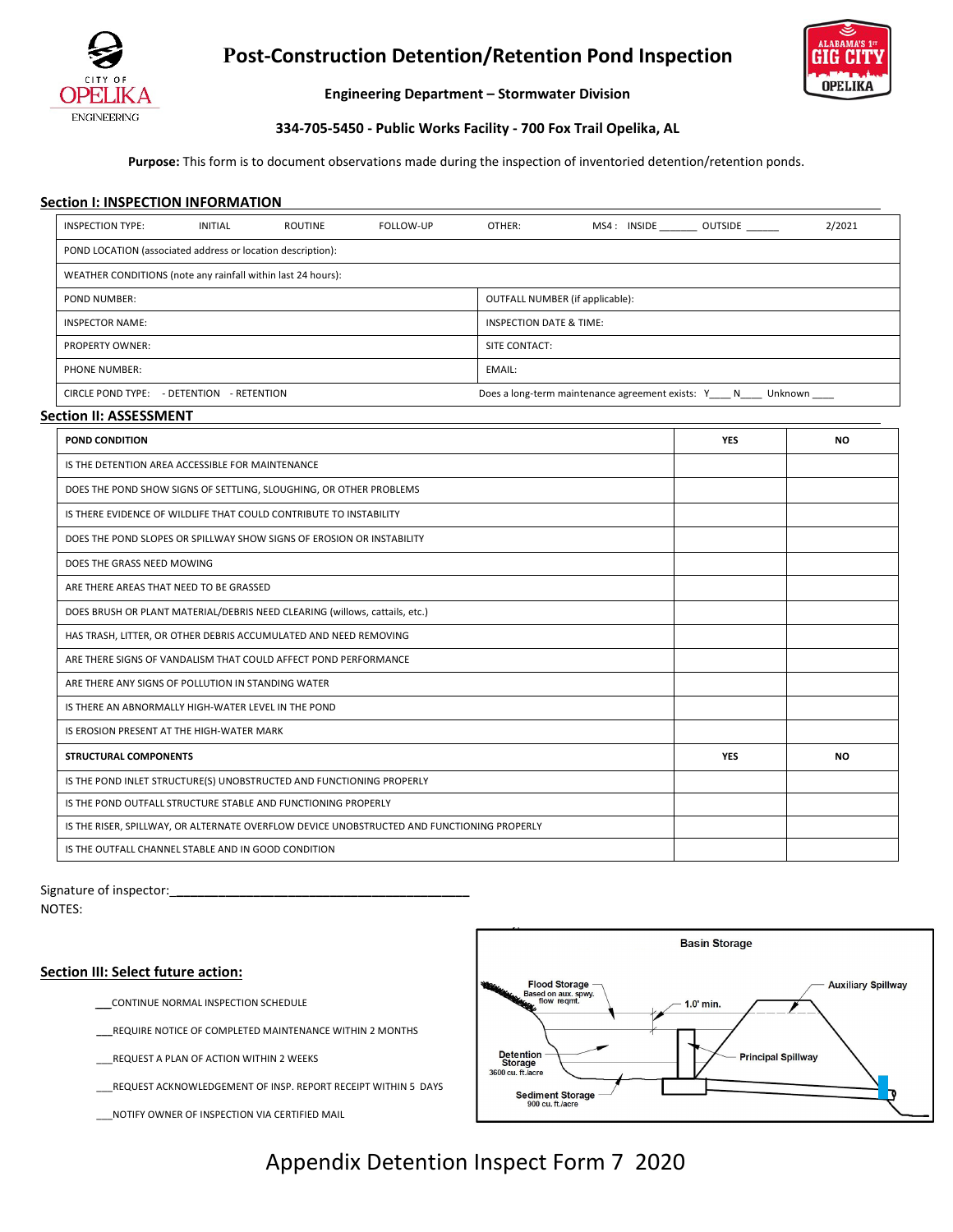# Post-Construction Detention/Retention Pond Inspection

CITY OF OPELIKA ENGINEERING

ALABAMA'S 1ST GIG CITY OPELIKA

**Engineering Department – Stormwater Division**

**334-705-5450 - Public Works Facility - 700 Fox Trail Opelika, AL**

**Purpose:** This form is to document observations made during the inspection of inventoried detention/retention ponds.

## Section I: INSPECTION INFORMATION

| | | | | | | |
|---|---|---|---|---|---|---|
| INSPECTION TYPE: | INITIAL | ROUTINE | FOLLOW-UP | OTHER: | MS4 : INSIDE _______ OUTSIDE ______ | 2/2021 |
| POND LOCATION (associated address or location description): | | | | | | |
| WEATHER CONDITIONS (note any rainfall within last 24 hours): | | | | | | |
| POND NUMBER: | | | | OUTFALL NUMBER (if applicable): | | |
| INSPECTOR NAME: | | | | INSPECTION DATE & TIME: | | |
| PROPERTY OWNER: | | | | SITE CONTACT: | | |
| PHONE NUMBER: | | | | EMAIL: | | |
| CIRCLE POND TYPE: - DETENTION - RETENTION | | | | Does a long-term maintenance agreement exists: Y____ N____ Unknown ____ | | |

## Section II: ASSESSMENT

| POND CONDITION | YES | NO |
|---|---|---|
| IS THE DETENTION AREA ACCESSIBLE FOR MAINTENANCE | | |
| DOES THE POND SHOW SIGNS OF SETTLING, SLOUGHING, OR OTHER PROBLEMS | | |
| IS THERE EVIDENCE OF WILDLIFE THAT COULD CONTRIBUTE TO INSTABILITY | | |
| DOES THE POND SLOPES OR SPILLWAY SHOW SIGNS OF EROSION OR INSTABILITY | | |
| DOES THE GRASS NEED MOWING | | |
| ARE THERE AREAS THAT NEED TO BE GRASSED | | |
| DOES BRUSH OR PLANT MATERIAL/DEBRIS NEED CLEARING (willows, cattails, etc.) | | |
| HAS TRASH, LITTER, OR OTHER DEBRIS ACCUMULATED AND NEED REMOVING | | |
| ARE THERE SIGNS OF VANDALISM THAT COULD AFFECT POND PERFORMANCE | | |
| ARE THERE ANY SIGNS OF POLLUTION IN STANDING WATER | | |
| IS THERE AN ABNORMALLY HIGH-WATER LEVEL IN THE POND | | |
| IS EROSION PRESENT AT THE HIGH-WATER MARK | | |
| **STRUCTURAL COMPONENTS** | **YES** | **NO** |
| IS THE POND INLET STRUCTURE(S) UNOBSTRUCTED AND FUNCTIONING PROPERLY | | |
| IS THE POND OUTFALL STRUCTURE STABLE AND FUNCTIONING PROPERLY | | |
| IS THE RISER, SPILLWAY, OR ALTERNATE OVERFLOW DEVICE UNOBSTRUCTED AND FUNCTIONING PROPERLY | | |
| IS THE OUTFALL CHANNEL STABLE AND IN GOOD CONDITION | | |

Signature of inspector:_________________________________________

NOTES:

## Section III: Select future action:

___CONTINUE NORMAL INSPECTION SCHEDULE

___REQUIRE NOTICE OF COMPLETED MAINTENANCE WITHIN 2 MONTHS

___REQUEST A PLAN OF ACTION WITHIN 2 WEEKS

___REQUEST ACKNOWLEDGEMENT OF INSP. REPORT RECEIPT WITHIN 5 DAYS

___NOTIFY OWNER OF INSPECTION VIA CERTIFIED MAIL

Basin Storage
Flood Storage Based on aux. spwy. flow reqmt.
1.0' min.
Auxiliary Spillway
Detention Storage 3600 cu. ft./acre
Principal Spillway
Sediment Storage 900 cu. ft./acre

Appendix Detention Inspect Form 7 2020